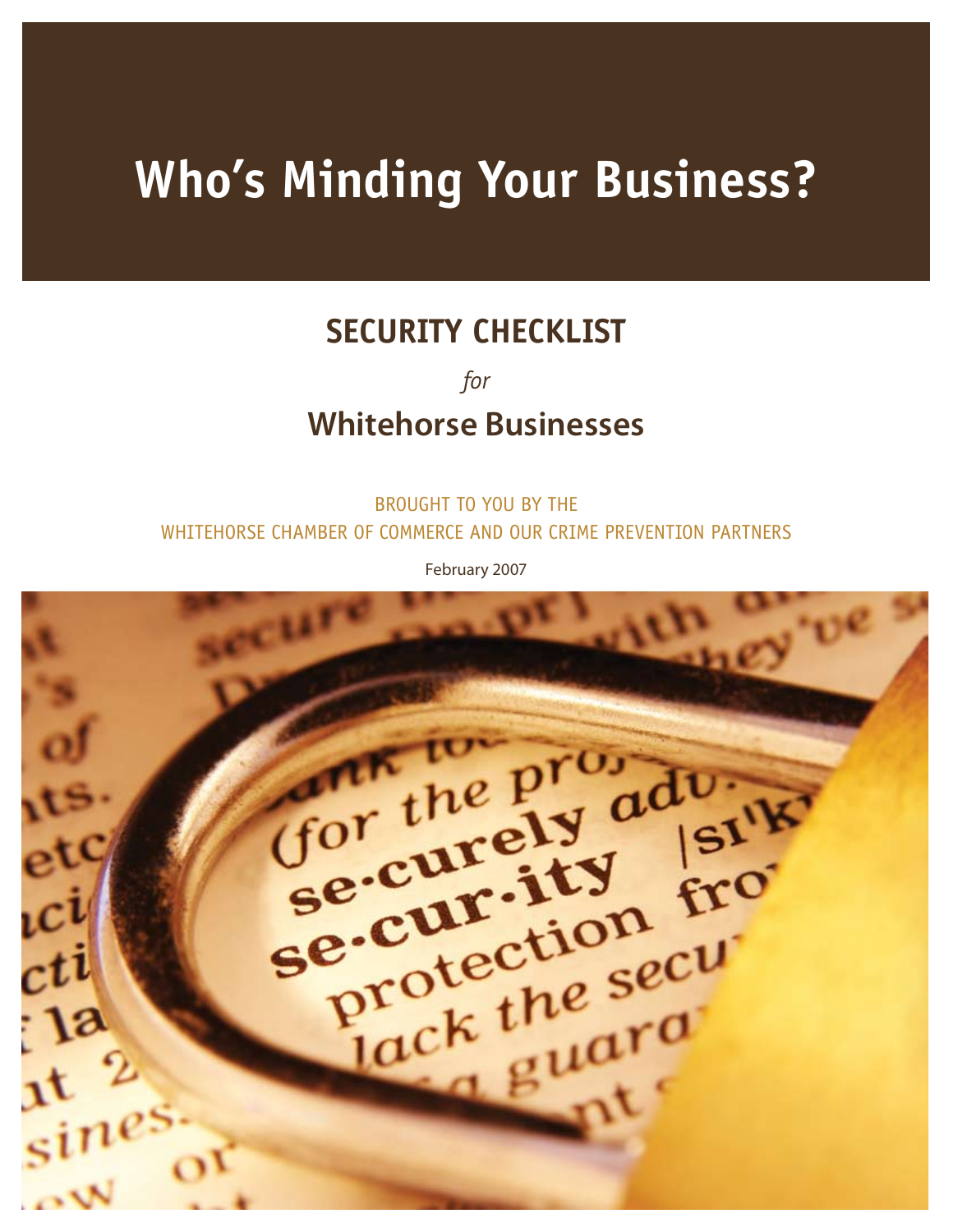# Who's Minding Your Business?

## SECURITY CHECKLIST

*for*

## Whitehorse Businesses

BROUGHT TO YOU BY THE
WHITEHORSE CHAMBER OF COMMERCE AND OUR CRIME PREVENTION PARTNERS

February 2007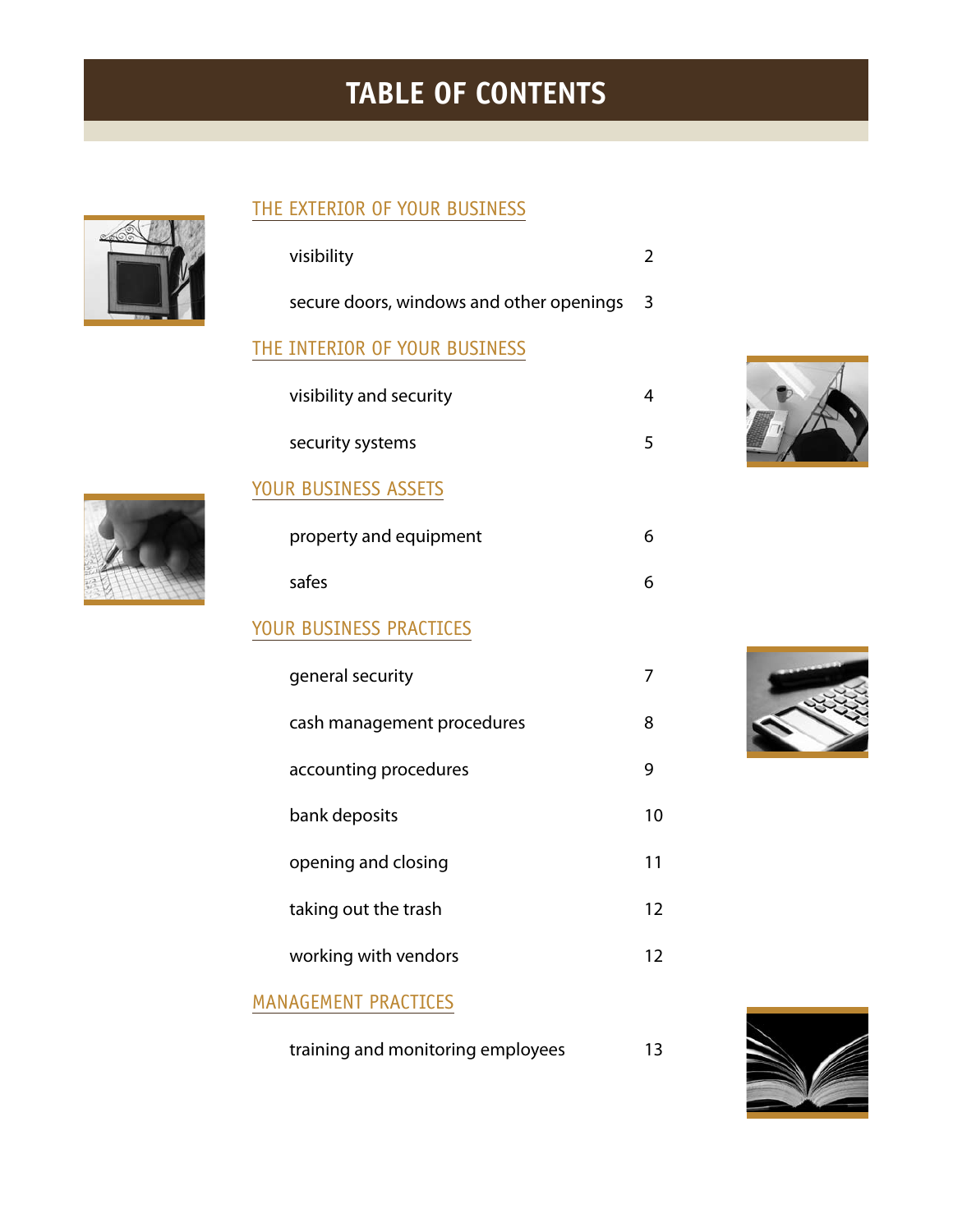# TABLE OF CONTENTS

## THE EXTERIOR OF YOUR BUSINESS

| | |
|---|---|
| visibility | 2 |
| secure doors, windows and other openings | 3 |

## THE INTERIOR OF YOUR BUSINESS

| | |
|---|---|
| visibility and security | 4 |
| security systems | 5 |

## YOUR BUSINESS ASSETS

| | |
|---|---|
| property and equipment | 6 |
| safes | 6 |

## YOUR BUSINESS PRACTICES

| | |
|---|---|
| general security | 7 |
| cash management procedures | 8 |
| accounting procedures | 9 |
| bank deposits | 10 |
| opening and closing | 11 |
| taking out the trash | 12 |
| working with vendors | 12 |

## MANAGEMENT PRACTICES

| | |
|---|---|
| training and monitoring employees | 13 |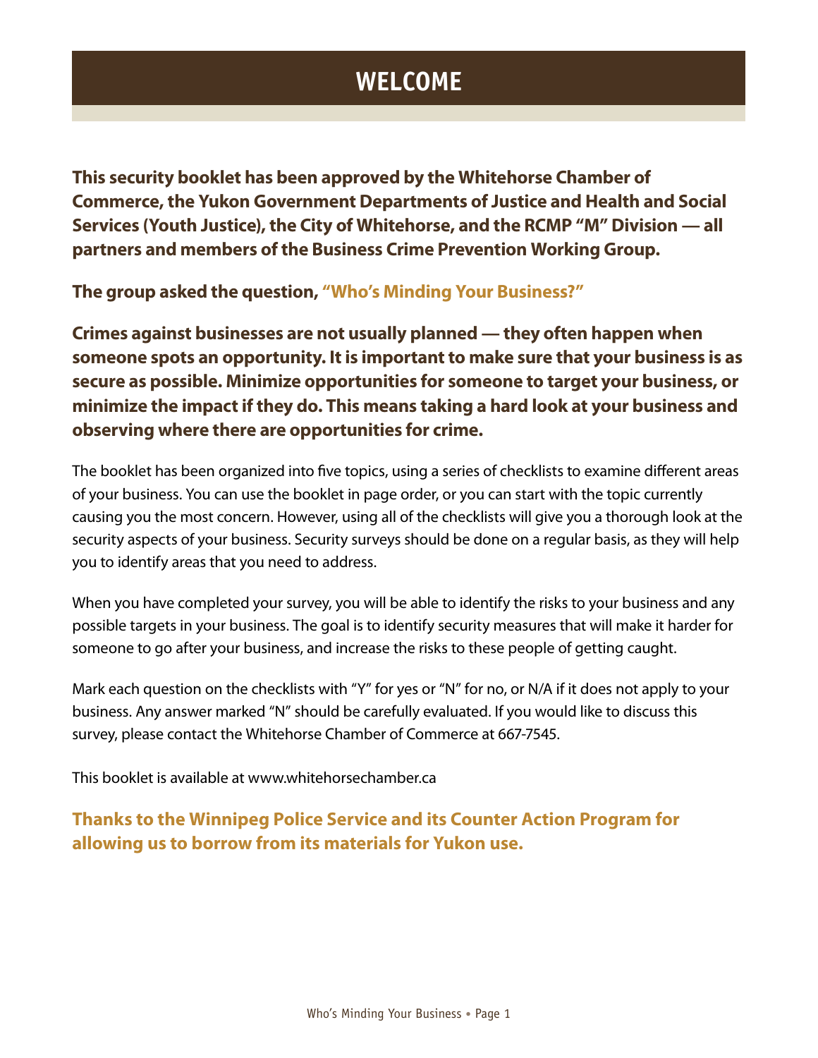# WELCOME

**This security booklet has been approved by the Whitehorse Chamber of Commerce, the Yukon Government Departments of Justice and Health and Social Services (Youth Justice), the City of Whitehorse, and the RCMP "M" Division — all partners and members of the Business Crime Prevention Working Group.**

**The group asked the question, "Who's Minding Your Business?"**

**Crimes against businesses are not usually planned — they often happen when someone spots an opportunity. It is important to make sure that your business is as secure as possible. Minimize opportunities for someone to target your business, or minimize the impact if they do. This means taking a hard look at your business and observing where there are opportunities for crime.**

The booklet has been organized into five topics, using a series of checklists to examine different areas of your business. You can use the booklet in page order, or you can start with the topic currently causing you the most concern. However, using all of the checklists will give you a thorough look at the security aspects of your business. Security surveys should be done on a regular basis, as they will help you to identify areas that you need to address.

When you have completed your survey, you will be able to identify the risks to your business and any possible targets in your business. The goal is to identify security measures that will make it harder for someone to go after your business, and increase the risks to these people of getting caught.

Mark each question on the checklists with "Y" for yes or "N" for no, or N/A if it does not apply to your business. Any answer marked "N" should be carefully evaluated. If you would like to discuss this survey, please contact the Whitehorse Chamber of Commerce at 667-7545.

This booklet is available at www.whitehorsechamber.ca

**Thanks to the Winnipeg Police Service and its Counter Action Program for allowing us to borrow from its materials for Yukon use.**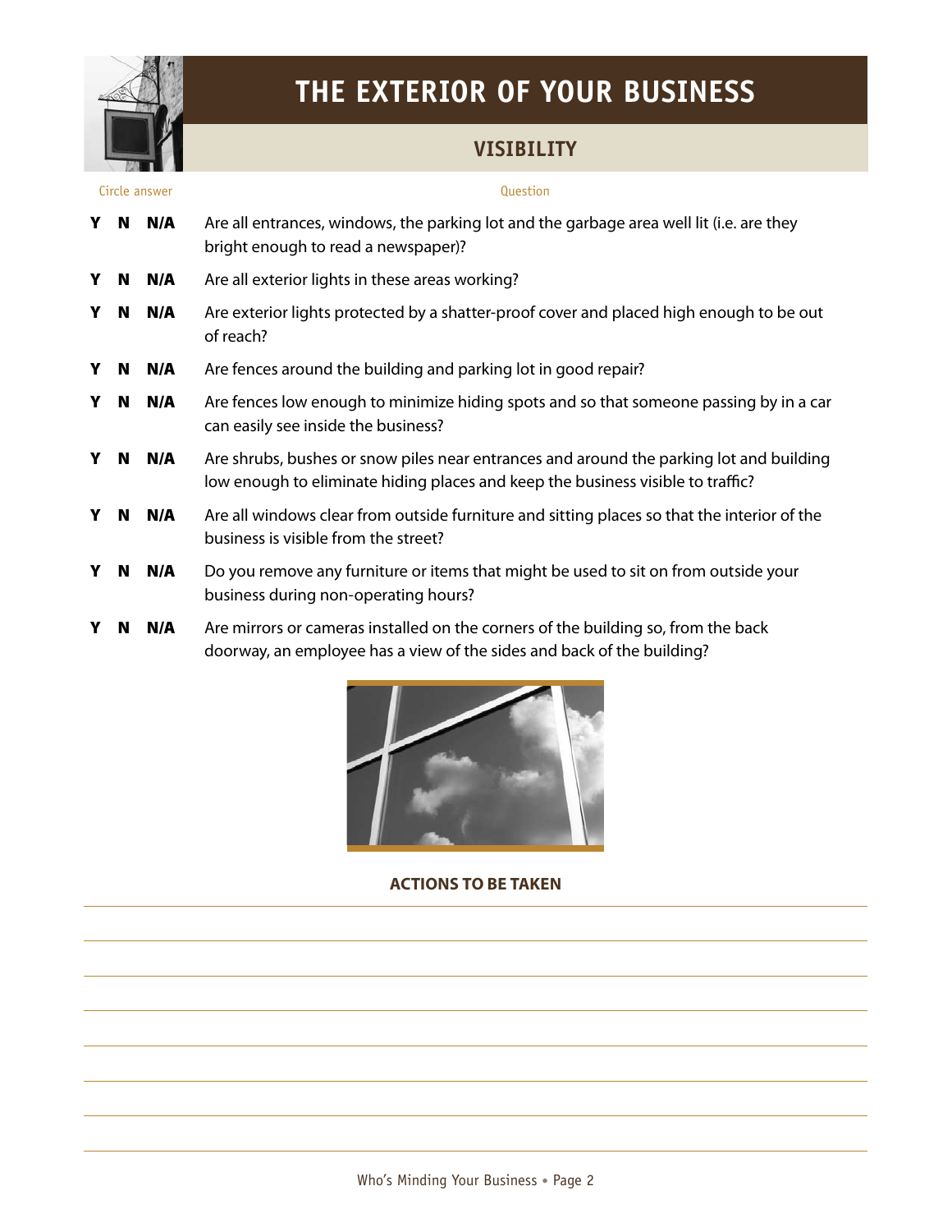# THE EXTERIOR OF YOUR BUSINESS

## VISIBILITY

| Circle answer | Question |
|---|---|
| **Y N N/A** | Are all entrances, windows, the parking lot and the garbage area well lit (i.e. are they bright enough to read a newspaper)? |
| **Y N N/A** | Are all exterior lights in these areas working? |
| **Y N N/A** | Are exterior lights protected by a shatter-proof cover and placed high enough to be out of reach? |
| **Y N N/A** | Are fences around the building and parking lot in good repair? |
| **Y N N/A** | Are fences low enough to minimize hiding spots and so that someone passing by in a car can easily see inside the business? |
| **Y N N/A** | Are shrubs, bushes or snow piles near entrances and around the parking lot and building low enough to eliminate hiding places and keep the business visible to traffic? |
| **Y N N/A** | Are all windows clear from outside furniture and sitting places so that the interior of the business is visible from the street? |
| **Y N N/A** | Do you remove any furniture or items that might be used to sit on from outside your business during non-operating hours? |
| **Y N N/A** | Are mirrors or cameras installed on the corners of the building so, from the back doorway, an employee has a view of the sides and back of the building? |

**ACTIONS TO BE TAKEN**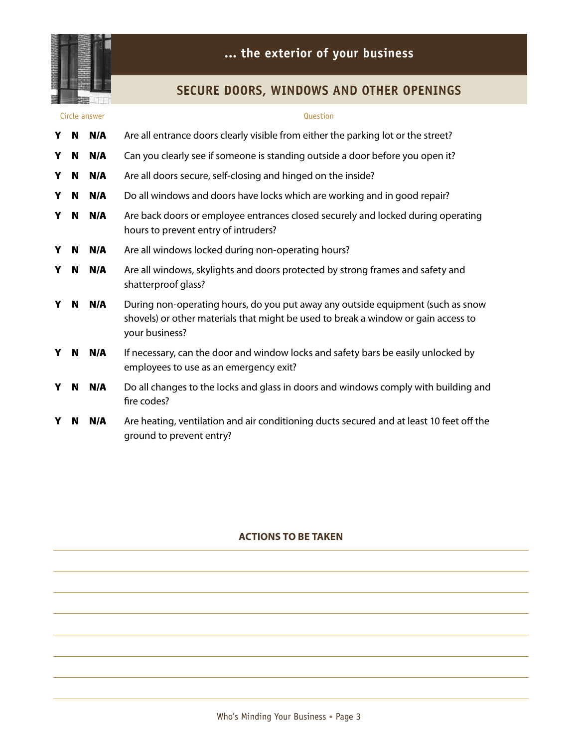## ... the exterior of your business

### SECURE DOORS, WINDOWS AND OTHER OPENINGS

| Circle answer | Question |
|---|---|
| **Y N N/A** | Are all entrance doors clearly visible from either the parking lot or the street? |
| **Y N N/A** | Can you clearly see if someone is standing outside a door before you open it? |
| **Y N N/A** | Are all doors secure, self-closing and hinged on the inside? |
| **Y N N/A** | Do all windows and doors have locks which are working and in good repair? |
| **Y N N/A** | Are back doors or employee entrances closed securely and locked during operating hours to prevent entry of intruders? |
| **Y N N/A** | Are all windows locked during non-operating hours? |
| **Y N N/A** | Are all windows, skylights and doors protected by strong frames and safety and shatterproof glass? |
| **Y N N/A** | During non-operating hours, do you put away any outside equipment (such as snow shovels) or other materials that might be used to break a window or gain access to your business? |
| **Y N N/A** | If necessary, can the door and window locks and safety bars be easily unlocked by employees to use as an emergency exit? |
| **Y N N/A** | Do all changes to the locks and glass in doors and windows comply with building and fire codes? |
| **Y N N/A** | Are heating, ventilation and air conditioning ducts secured and at least 10 feet off the ground to prevent entry? |

**ACTIONS TO BE TAKEN**

_______________________________________________

_______________________________________________

_______________________________________________

_______________________________________________

_______________________________________________

_______________________________________________

_______________________________________________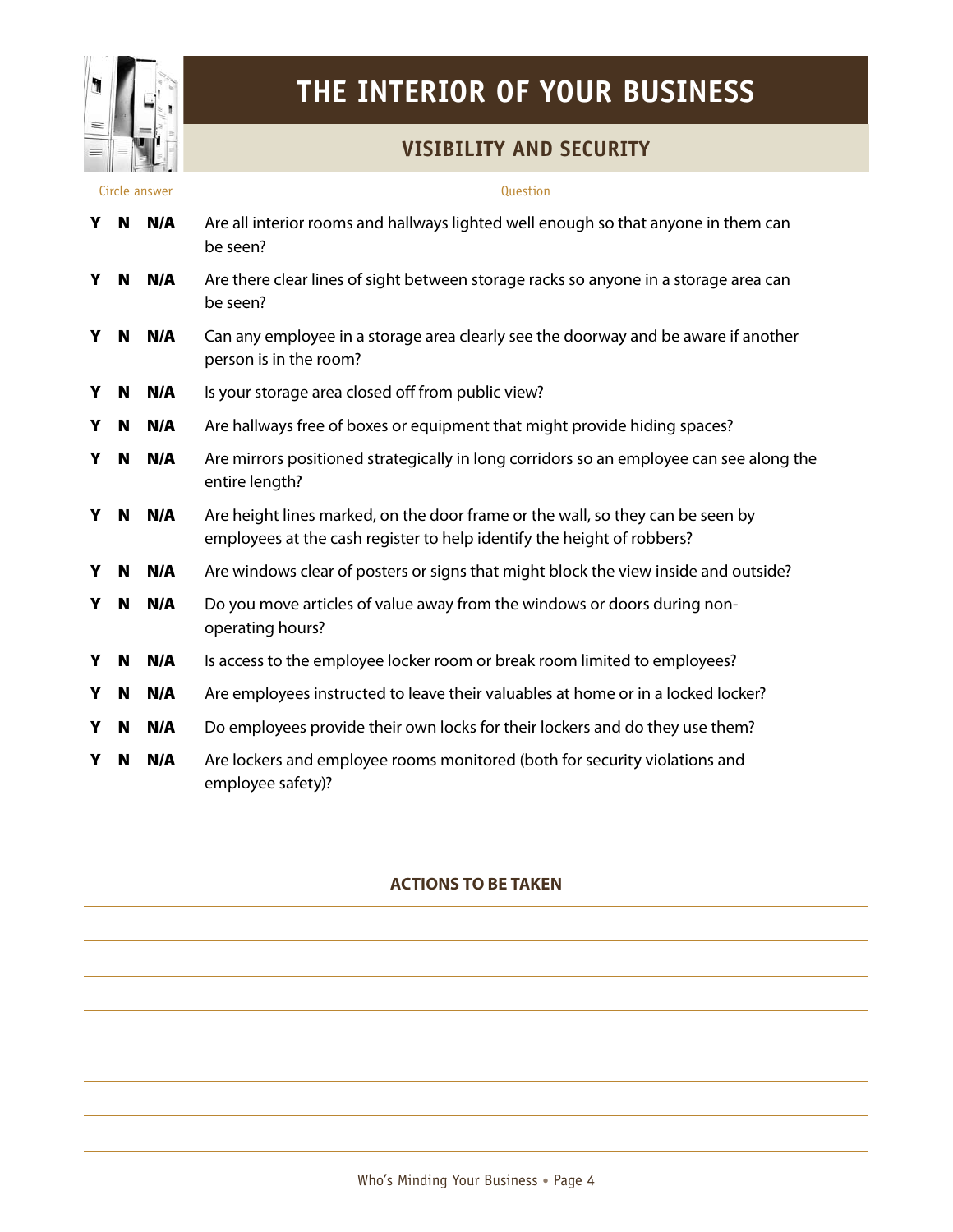# THE INTERIOR OF YOUR BUSINESS

## VISIBILITY AND SECURITY

| Circle answer | | | Question |
|---|---|---|---|
| **Y** | **N** | **N/A** | Are all interior rooms and hallways lighted well enough so that anyone in them can be seen? |
| **Y** | **N** | **N/A** | Are there clear lines of sight between storage racks so anyone in a storage area can be seen? |
| **Y** | **N** | **N/A** | Can any employee in a storage area clearly see the doorway and be aware if another person is in the room? |
| **Y** | **N** | **N/A** | Is your storage area closed off from public view? |
| **Y** | **N** | **N/A** | Are hallways free of boxes or equipment that might provide hiding spaces? |
| **Y** | **N** | **N/A** | Are mirrors positioned strategically in long corridors so an employee can see along the entire length? |
| **Y** | **N** | **N/A** | Are height lines marked, on the door frame or the wall, so they can be seen by employees at the cash register to help identify the height of robbers? |
| **Y** | **N** | **N/A** | Are windows clear of posters or signs that might block the view inside and outside? |
| **Y** | **N** | **N/A** | Do you move articles of value away from the windows or doors during non-operating hours? |
| **Y** | **N** | **N/A** | Is access to the employee locker room or break room limited to employees? |
| **Y** | **N** | **N/A** | Are employees instructed to leave their valuables at home or in a locked locker? |
| **Y** | **N** | **N/A** | Do employees provide their own locks for their lockers and do they use them? |
| **Y** | **N** | **N/A** | Are lockers and employee rooms monitored (both for security violations and employee safety)? |

**ACTIONS TO BE TAKEN**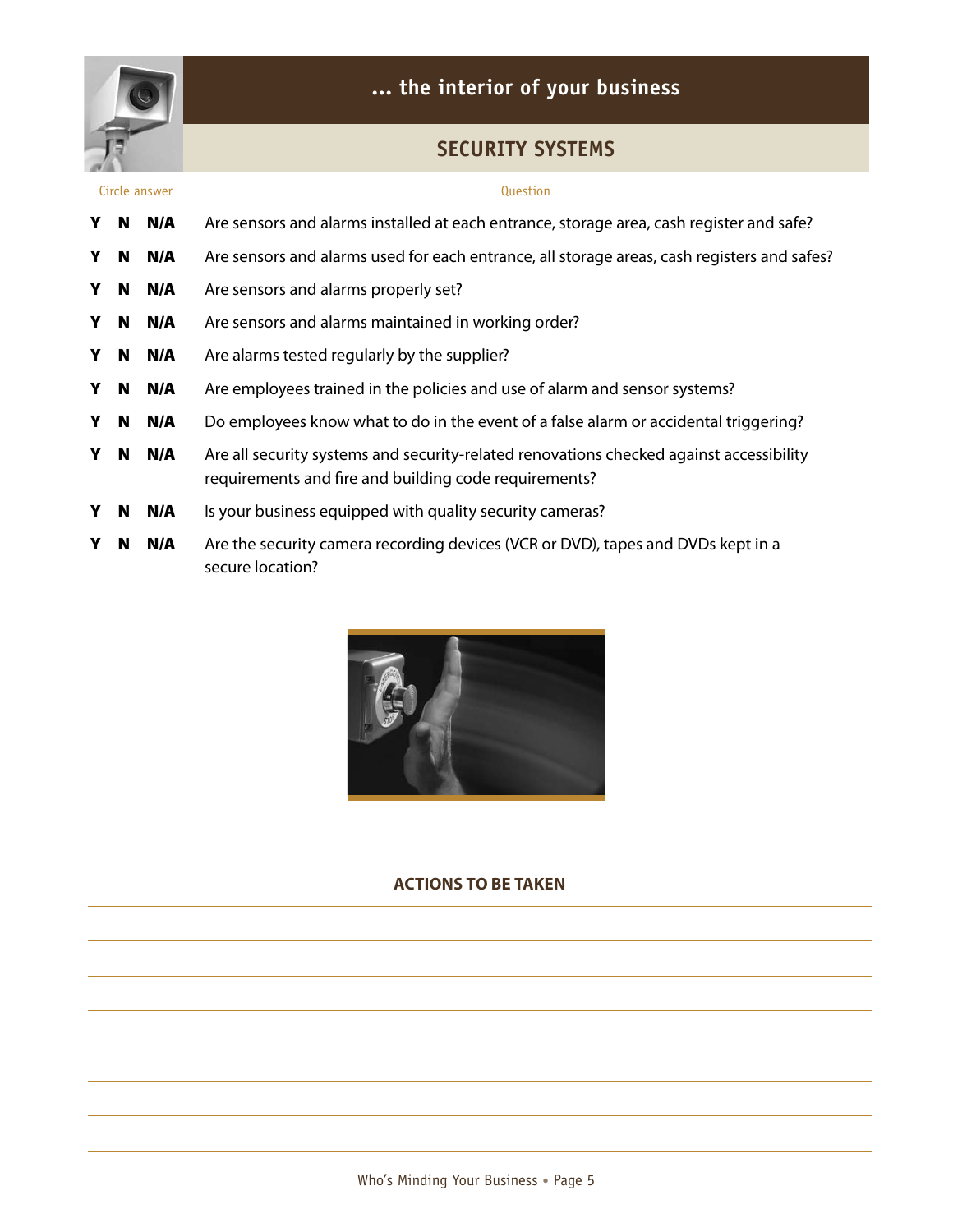# ... the interior of your business

## SECURITY SYSTEMS

| Circle answer | Question |
|---|---|
| **Y N N/A** | Are sensors and alarms installed at each entrance, storage area, cash register and safe? |
| **Y N N/A** | Are sensors and alarms used for each entrance, all storage areas, cash registers and safes? |
| **Y N N/A** | Are sensors and alarms properly set? |
| **Y N N/A** | Are sensors and alarms maintained in working order? |
| **Y N N/A** | Are alarms tested regularly by the supplier? |
| **Y N N/A** | Are employees trained in the policies and use of alarm and sensor systems? |
| **Y N N/A** | Do employees know what to do in the event of a false alarm or accidental triggering? |
| **Y N N/A** | Are all security systems and security-related renovations checked against accessibility requirements and fire and building code requirements? |
| **Y N N/A** | Is your business equipped with quality security cameras? |
| **Y N N/A** | Are the security camera recording devices (VCR or DVD), tapes and DVDs kept in a secure location? |

**ACTIONS TO BE TAKEN**

_______________________________________________

_______________________________________________

_______________________________________________

_______________________________________________

_______________________________________________

_______________________________________________

_______________________________________________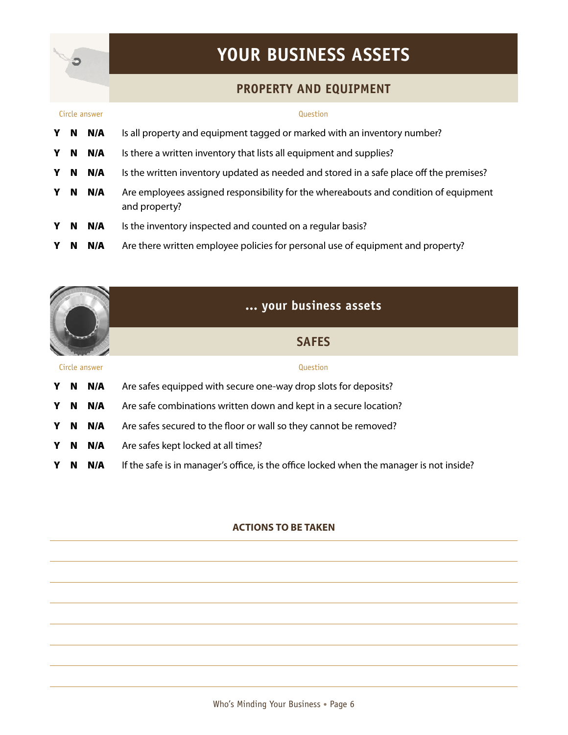# YOUR BUSINESS ASSETS

## PROPERTY AND EQUIPMENT

| Circle answer | Question |
|---|---|
| Y N N/A | Is all property and equipment tagged or marked with an inventory number? |
| Y N N/A | Is there a written inventory that lists all equipment and supplies? |
| Y N N/A | Is the written inventory updated as needed and stored in a safe place off the premises? |
| Y N N/A | Are employees assigned responsibility for the whereabouts and condition of equipment and property? |
| Y N N/A | Is the inventory inspected and counted on a regular basis? |
| Y N N/A | Are there written employee policies for personal use of equipment and property? |

# ... your business assets

## SAFES

| Circle answer | Question |
|---|---|
| Y N N/A | Are safes equipped with secure one-way drop slots for deposits? |
| Y N N/A | Are safe combinations written down and kept in a secure location? |
| Y N N/A | Are safes secured to the floor or wall so they cannot be removed? |
| Y N N/A | Are safes kept locked at all times? |
| Y N N/A | If the safe is in manager's office, is the office locked when the manager is not inside? |

**ACTIONS TO BE TAKEN**

___

___

___

___

___

___

___

___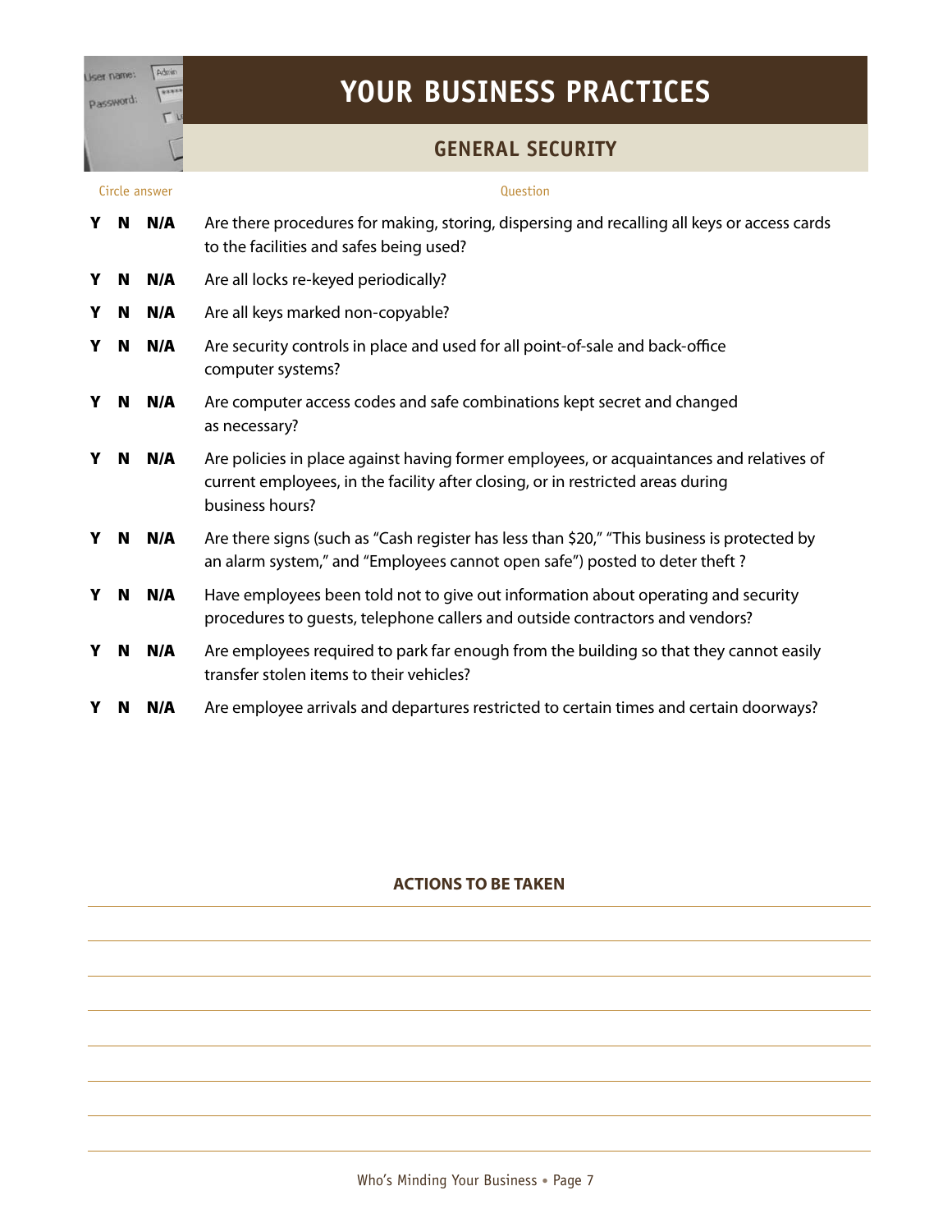# YOUR BUSINESS PRACTICES

## GENERAL SECURITY

| Circle answer | Question |
|---|---|
| **Y N N/A** | Are there procedures for making, storing, dispersing and recalling all keys or access cards to the facilities and safes being used? |
| **Y N N/A** | Are all locks re-keyed periodically? |
| **Y N N/A** | Are all keys marked non-copyable? |
| **Y N N/A** | Are security controls in place and used for all point-of-sale and back-office computer systems? |
| **Y N N/A** | Are computer access codes and safe combinations kept secret and changed as necessary? |
| **Y N N/A** | Are policies in place against having former employees, or acquaintances and relatives of current employees, in the facility after closing, or in restricted areas during business hours? |
| **Y N N/A** | Are there signs (such as "Cash register has less than $20," "This business is protected by an alarm system," and "Employees cannot open safe") posted to deter theft ? |
| **Y N N/A** | Have employees been told not to give out information about operating and security procedures to guests, telephone callers and outside contractors and vendors? |
| **Y N N/A** | Are employees required to park far enough from the building so that they cannot easily transfer stolen items to their vehicles? |
| **Y N N/A** | Are employee arrivals and departures restricted to certain times and certain doorways? |

**ACTIONS TO BE TAKEN**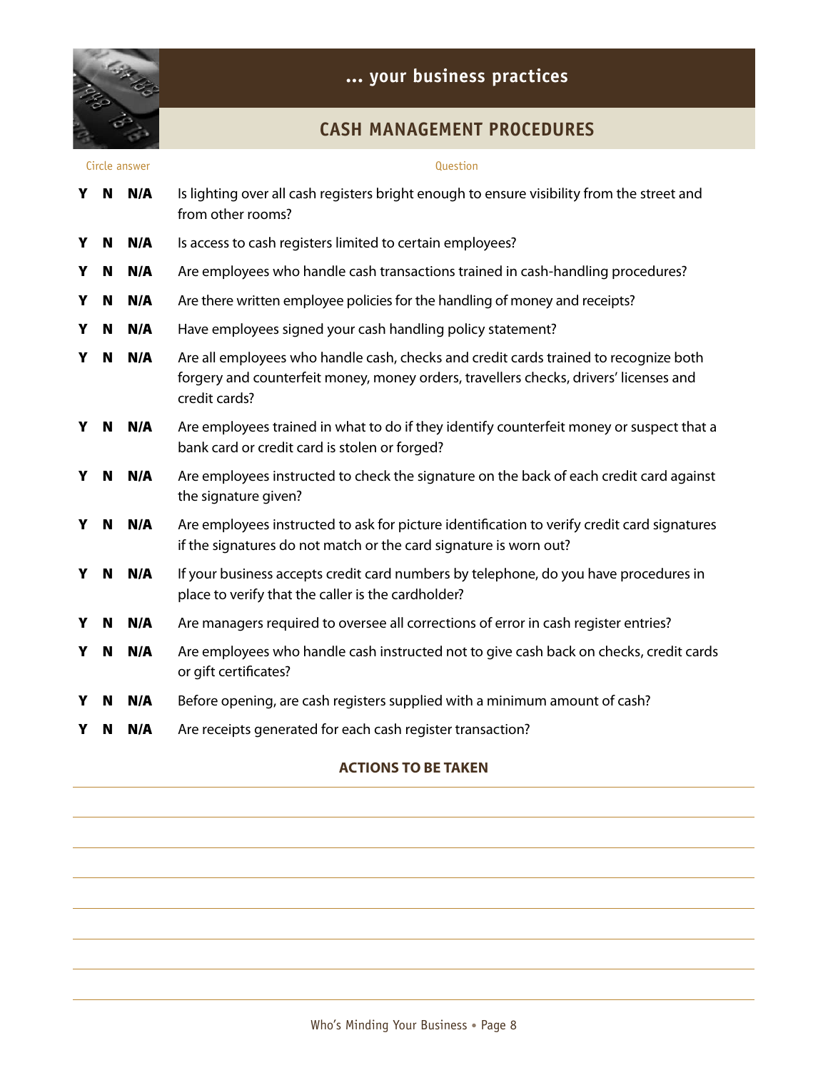## ... your business practices

### CASH MANAGEMENT PROCEDURES

| Circle answer | Question |
|---|---|
| Y N N/A | Is lighting over all cash registers bright enough to ensure visibility from the street and from other rooms? |
| Y N N/A | Is access to cash registers limited to certain employees? |
| Y N N/A | Are employees who handle cash transactions trained in cash-handling procedures? |
| Y N N/A | Are there written employee policies for the handling of money and receipts? |
| Y N N/A | Have employees signed your cash handling policy statement? |
| Y N N/A | Are all employees who handle cash, checks and credit cards trained to recognize both forgery and counterfeit money, money orders, travellers checks, drivers' licenses and credit cards? |
| Y N N/A | Are employees trained in what to do if they identify counterfeit money or suspect that a bank card or credit card is stolen or forged? |
| Y N N/A | Are employees instructed to check the signature on the back of each credit card against the signature given? |
| Y N N/A | Are employees instructed to ask for picture identification to verify credit card signatures if the signatures do not match or the card signature is worn out? |
| Y N N/A | If your business accepts credit card numbers by telephone, do you have procedures in place to verify that the caller is the cardholder? |
| Y N N/A | Are managers required to oversee all corrections of error in cash register entries? |
| Y N N/A | Are employees who handle cash instructed not to give cash back on checks, credit cards or gift certificates? |
| Y N N/A | Before opening, are cash registers supplied with a minimum amount of cash? |
| Y N N/A | Are receipts generated for each cash register transaction? |

**ACTIONS TO BE TAKEN**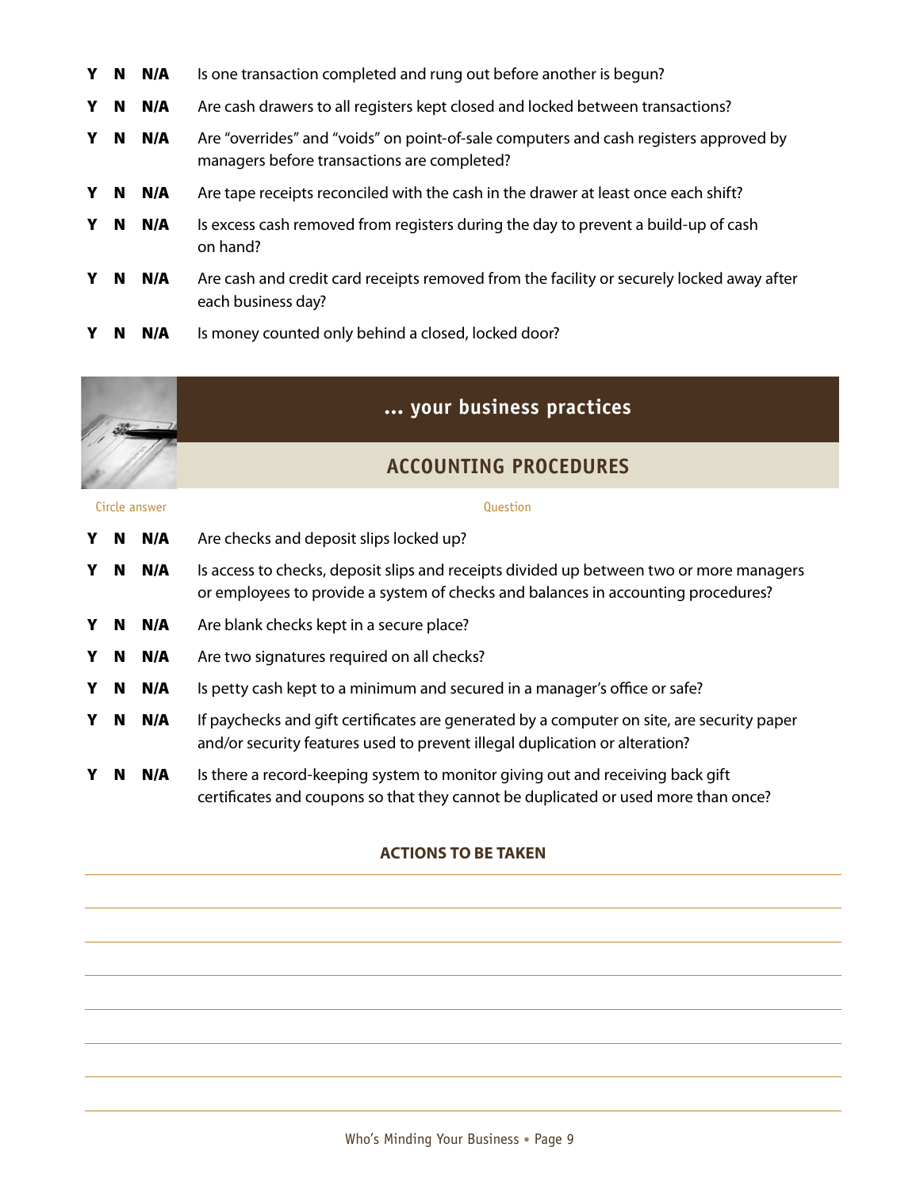| | | | |
|---|---|---|---|
| **Y** | **N** | **N/A** | Is one transaction completed and rung out before another is begun? |
| **Y** | **N** | **N/A** | Are cash drawers to all registers kept closed and locked between transactions? |
| **Y** | **N** | **N/A** | Are "overrides" and "voids" on point-of-sale computers and cash registers approved by managers before transactions are completed? |
| **Y** | **N** | **N/A** | Are tape receipts reconciled with the cash in the drawer at least once each shift? |
| **Y** | **N** | **N/A** | Is excess cash removed from registers during the day to prevent a build-up of cash on hand? |
| **Y** | **N** | **N/A** | Are cash and credit card receipts removed from the facility or securely locked away after each business day? |
| **Y** | **N** | **N/A** | Is money counted only behind a closed, locked door? |

## ... your business practices

### ACCOUNTING PROCEDURES

| Circle answer | | | Question |
|---|---|---|---|
| **Y** | **N** | **N/A** | Are checks and deposit slips locked up? |
| **Y** | **N** | **N/A** | Is access to checks, deposit slips and receipts divided up between two or more managers or employees to provide a system of checks and balances in accounting procedures? |
| **Y** | **N** | **N/A** | Are blank checks kept in a secure place? |
| **Y** | **N** | **N/A** | Are two signatures required on all checks? |
| **Y** | **N** | **N/A** | Is petty cash kept to a minimum and secured in a manager's office or safe? |
| **Y** | **N** | **N/A** | If paychecks and gift certificates are generated by a computer on site, are security paper and/or security features used to prevent illegal duplication or alteration? |
| **Y** | **N** | **N/A** | Is there a record-keeping system to monitor giving out and receiving back gift certificates and coupons so that they cannot be duplicated or used more than once? |

**ACTIONS TO BE TAKEN**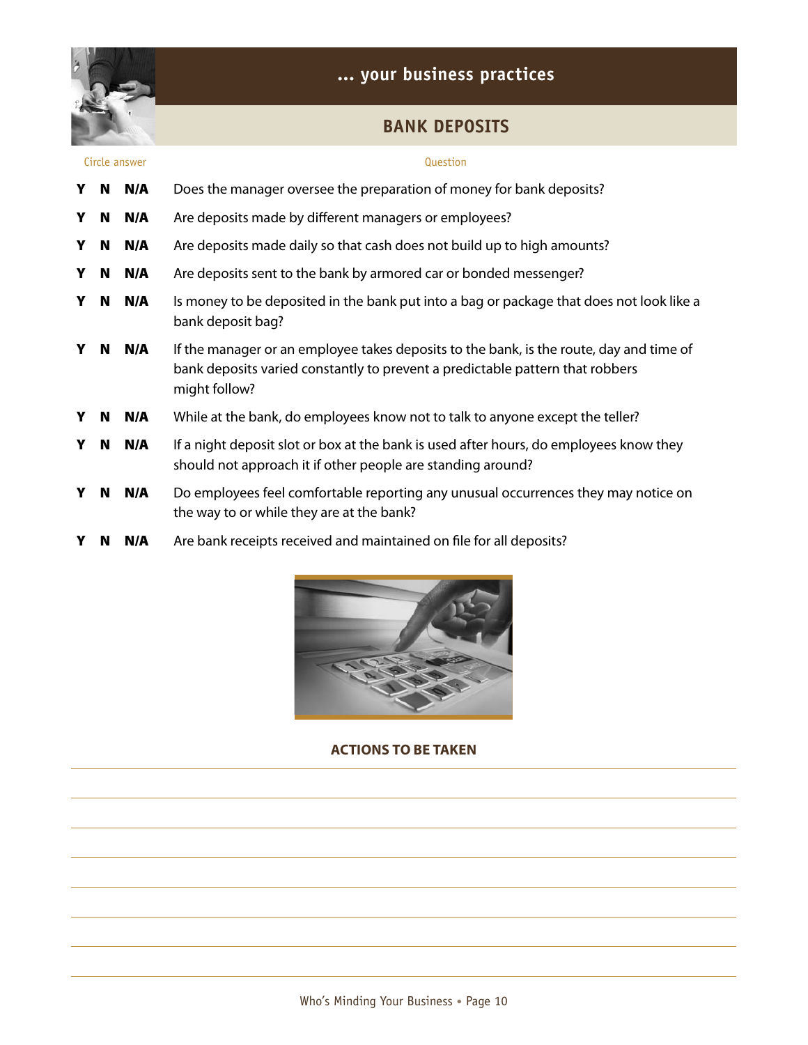## ... your business practices

### BANK DEPOSITS

| Circle answer | Question |
|---|---|
| Y N N/A | Does the manager oversee the preparation of money for bank deposits? |
| Y N N/A | Are deposits made by different managers or employees? |
| Y N N/A | Are deposits made daily so that cash does not build up to high amounts? |
| Y N N/A | Are deposits sent to the bank by armored car or bonded messenger? |
| Y N N/A | Is money to be deposited in the bank put into a bag or package that does not look like a bank deposit bag? |
| Y N N/A | If the manager or an employee takes deposits to the bank, is the route, day and time of bank deposits varied constantly to prevent a predictable pattern that robbers might follow? |
| Y N N/A | While at the bank, do employees know not to talk to anyone except the teller? |
| Y N N/A | If a night deposit slot or box at the bank is used after hours, do employees know they should not approach it if other people are standing around? |
| Y N N/A | Do employees feel comfortable reporting any unusual occurrences they may notice on the way to or while they are at the bank? |
| Y N N/A | Are bank receipts received and maintained on file for all deposits? |

**ACTIONS TO BE TAKEN**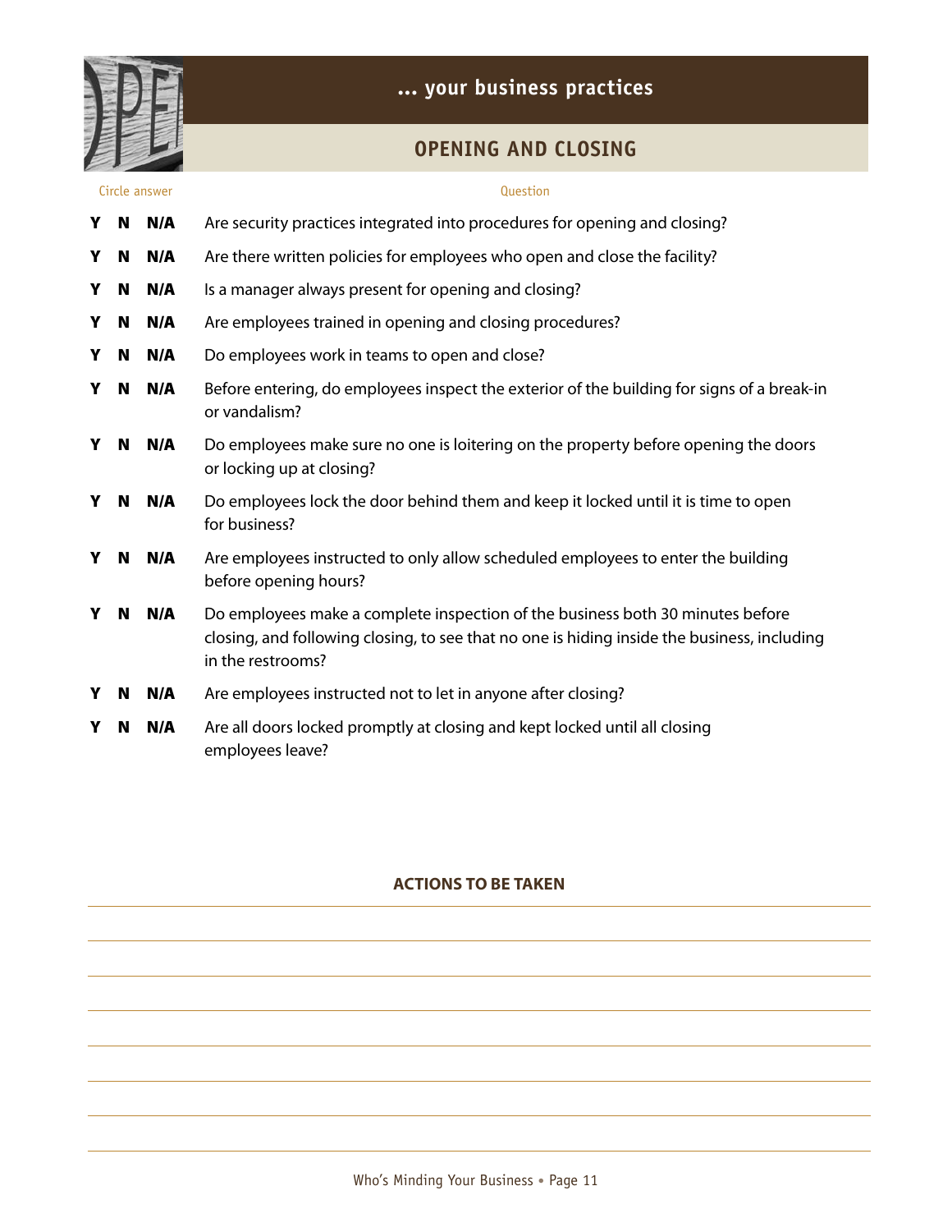## ... your business practices

### OPENING AND CLOSING

| Circle answer | Question |
| --- | --- |
| Y N N/A | Are security practices integrated into procedures for opening and closing? |
| Y N N/A | Are there written policies for employees who open and close the facility? |
| Y N N/A | Is a manager always present for opening and closing? |
| Y N N/A | Are employees trained in opening and closing procedures? |
| Y N N/A | Do employees work in teams to open and close? |
| Y N N/A | Before entering, do employees inspect the exterior of the building for signs of a break-in or vandalism? |
| Y N N/A | Do employees make sure no one is loitering on the property before opening the doors or locking up at closing? |
| Y N N/A | Do employees lock the door behind them and keep it locked until it is time to open for business? |
| Y N N/A | Are employees instructed to only allow scheduled employees to enter the building before opening hours? |
| Y N N/A | Do employees make a complete inspection of the business both 30 minutes before closing, and following closing, to see that no one is hiding inside the business, including in the restrooms? |
| Y N N/A | Are employees instructed not to let in anyone after closing? |
| Y N N/A | Are all doors locked promptly at closing and kept locked until all closing employees leave? |

**ACTIONS TO BE TAKEN**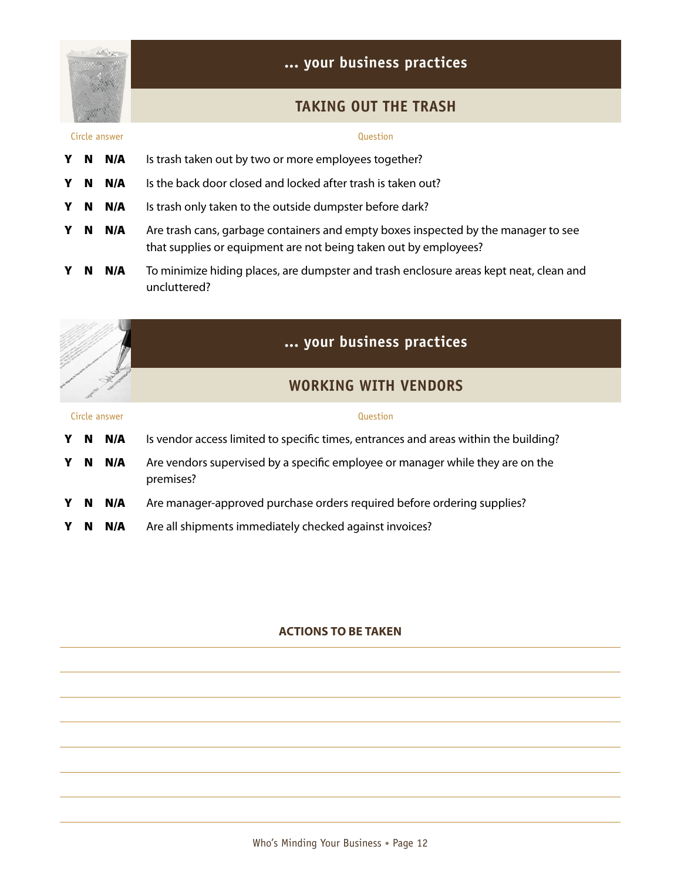## ... your business practices

### TAKING OUT THE TRASH

| Circle answer | Question |
| --- | --- |
| Y N N/A | Is trash taken out by two or more employees together? |
| Y N N/A | Is the back door closed and locked after trash is taken out? |
| Y N N/A | Is trash only taken to the outside dumpster before dark? |
| Y N N/A | Are trash cans, garbage containers and empty boxes inspected by the manager to see that supplies or equipment are not being taken out by employees? |
| Y N N/A | To minimize hiding places, are dumpster and trash enclosure areas kept neat, clean and uncluttered? |

## ... your business practices

### WORKING WITH VENDORS

| Circle answer | Question |
| --- | --- |
| Y N N/A | Is vendor access limited to specific times, entrances and areas within the building? |
| Y N N/A | Are vendors supervised by a specific employee or manager while they are on the premises? |
| Y N N/A | Are manager-approved purchase orders required before ordering supplies? |
| Y N N/A | Are all shipments immediately checked against invoices? |

**ACTIONS TO BE TAKEN**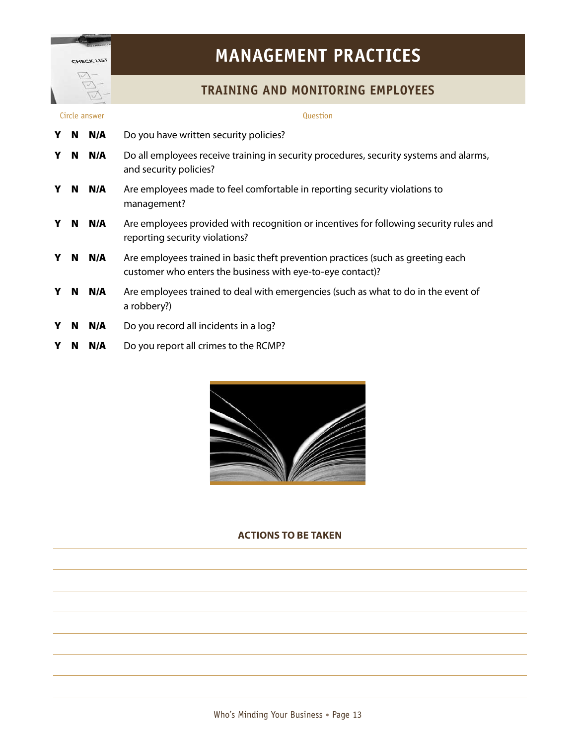# MANAGEMENT PRACTICES

## TRAINING AND MONITORING EMPLOYEES

| Circle answer | Question |
|---|---|
| **Y N N/A** | Do you have written security policies? |
| **Y N N/A** | Do all employees receive training in security procedures, security systems and alarms, and security policies? |
| **Y N N/A** | Are employees made to feel comfortable in reporting security violations to management? |
| **Y N N/A** | Are employees provided with recognition or incentives for following security rules and reporting security violations? |
| **Y N N/A** | Are employees trained in basic theft prevention practices (such as greeting each customer who enters the business with eye-to-eye contact)? |
| **Y N N/A** | Are employees trained to deal with emergencies (such as what to do in the event of a robbery?) |
| **Y N N/A** | Do you record all incidents in a log? |
| **Y N N/A** | Do you report all crimes to the RCMP? |

**ACTIONS TO BE TAKEN**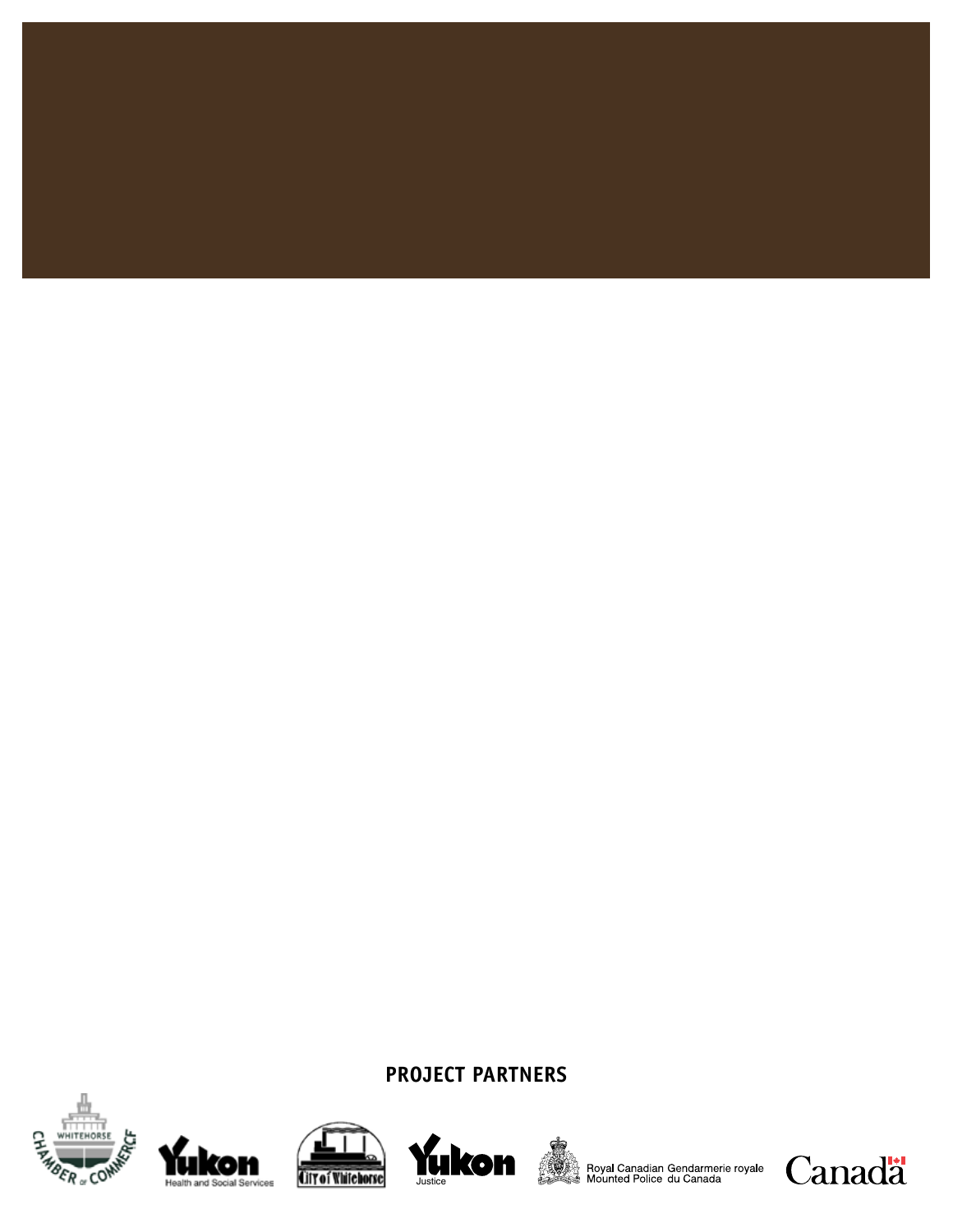**PROJECT PARTNERS**

WHITEHORSE CHAMBER of COMMERCE

Yukon Health and Social Services

City of Whitehorse

Yukon Justice

Royal Canadian Mounted Police    Gendarmerie royale du Canada

Canada